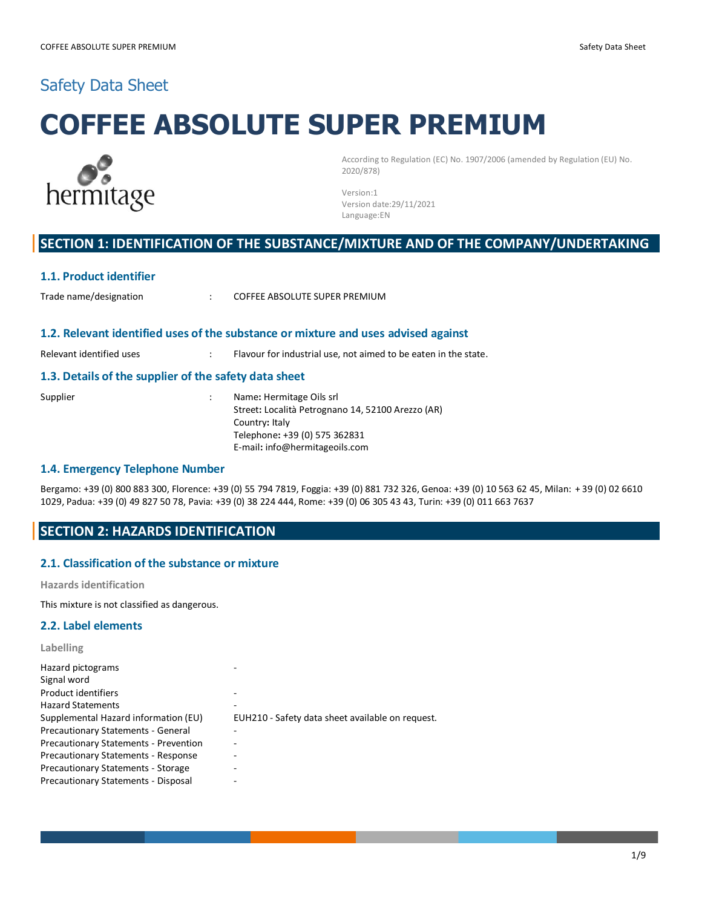# Safety Data Sheet

# COFFEE ABSOLUTE SUPER PREMIUM

According to Regulation (EC) No. 1907/2006 (amended by Regulation (EU) No. 2020/878)

Version:1
Version date:29/11/2021
Language:EN

## SECTION 1: IDENTIFICATION OF THE SUBSTANCE/MIXTURE AND OF THE COMPANY/UNDERTAKING

### 1.1. Product identifier

| | | |
|---|---|---|
| Trade name/designation | : | COFFEE ABSOLUTE SUPER PREMIUM |

### 1.2. Relevant identified uses of the substance or mixture and uses advised against

| | | |
|---|---|---|
| Relevant identified uses | : | Flavour for industrial use, not aimed to be eaten in the state. |

### 1.3. Details of the supplier of the safety data sheet

| | | |
|---|---|---|
| Supplier | : | **Name:** Hermitage Oils srl<br>**Street:** Località Petrognano 14, 52100 Arezzo (AR)<br>**Country:** Italy<br>**Telephone:** +39 (0) 575 362831<br>**E-mail:** info@hermitageoils.com |

### 1.4. Emergency Telephone Number

Bergamo: +39 (0) 800 883 300, Florence: +39 (0) 55 794 7819, Foggia: +39 (0) 881 732 326, Genoa: +39 (0) 10 563 62 45, Milan: + 39 (0) 02 6610 1029, Padua: +39 (0) 49 827 50 78, Pavia: +39 (0) 38 224 444, Rome: +39 (0) 06 305 43 43, Turin: +39 (0) 011 663 7637

## SECTION 2: HAZARDS IDENTIFICATION

### 2.1. Classification of the substance or mixture

**Hazards identification**

This mixture is not classified as dangerous.

### 2.2. Label elements

**Labelling**

| | |
|---|---|
| Hazard pictograms | - |
| Signal word | |
| Product identifiers | - |
| Hazard Statements | - |
| Supplemental Hazard information (EU) | EUH210 - Safety data sheet available on request. |
| Precautionary Statements - General | - |
| Precautionary Statements - Prevention | - |
| Precautionary Statements - Response | - |
| Precautionary Statements - Storage | - |
| Precautionary Statements - Disposal | - |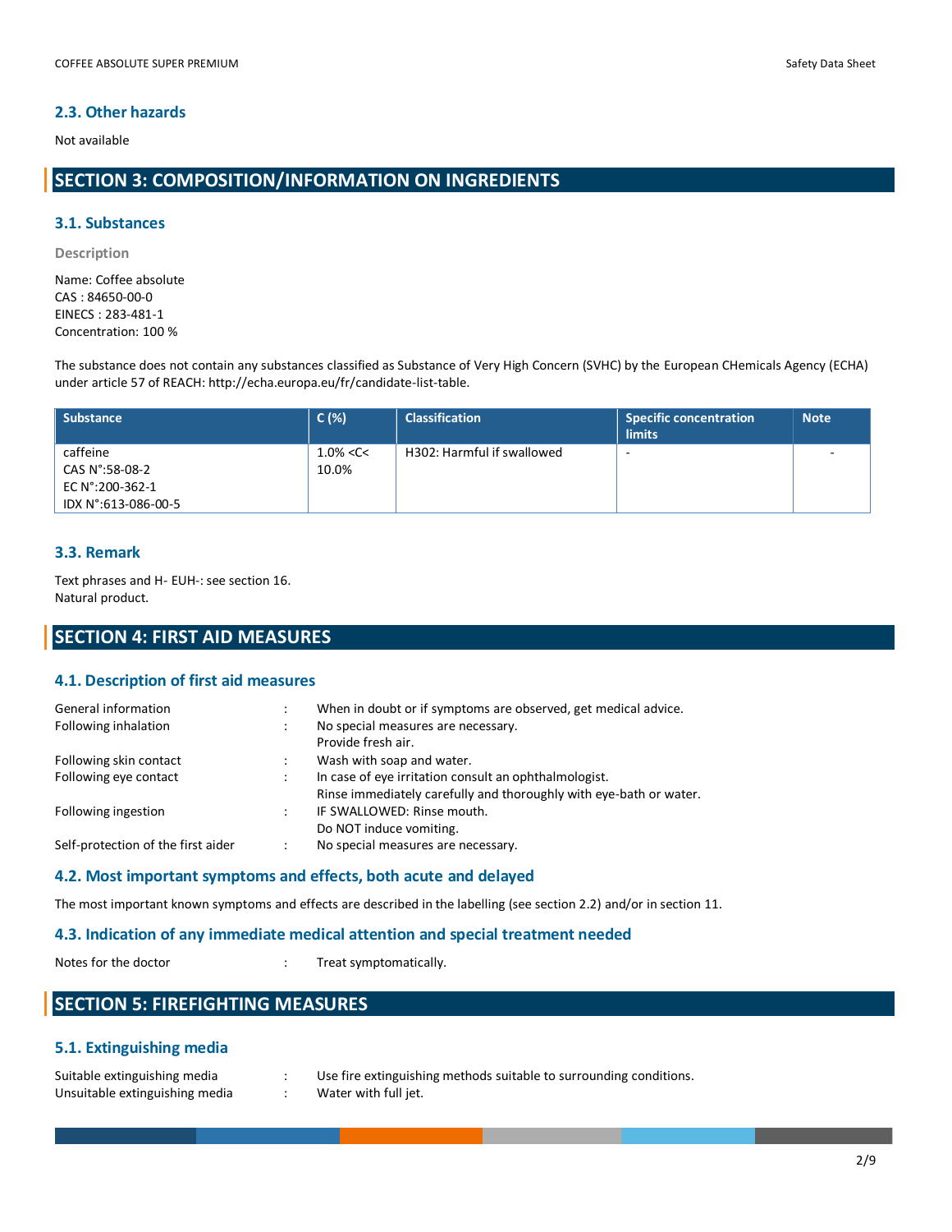### 2.3. Other hazards

Not available

## SECTION 3: COMPOSITION/INFORMATION ON INGREDIENTS

### 3.1. Substances

**Description**

Name: Coffee absolute
CAS : 84650-00-0
EINECS : 283-481-1
Concentration: 100 %

The substance does not contain any substances classified as Substance of Very High Concern (SVHC) by the European CHemicals Agency (ECHA) under article 57 of REACH: http://echa.europa.eu/fr/candidate-list-table.

| Substance | C (%) | Classification | Specific concentration limits | Note |
|---|---|---|---|---|
| caffeine<br>CAS N°:58-08-2<br>EC N°:200-362-1<br>IDX N°:613-086-00-5 | 1.0% <C< 10.0% | H302: Harmful if swallowed | - | - |

### 3.3. Remark

Text phrases and H- EUH-: see section 16.
Natural product.

## SECTION 4: FIRST AID MEASURES

### 4.1. Description of first aid measures

| | | |
|---|---|---|
| General information | : | When in doubt or if symptoms are observed, get medical advice. |
| Following inhalation | : | No special measures are necessary.<br>Provide fresh air. |
| Following skin contact | : | Wash with soap and water. |
| Following eye contact | : | In case of eye irritation consult an ophthalmologist.<br>Rinse immediately carefully and thoroughly with eye-bath or water. |
| Following ingestion | : | IF SWALLOWED: Rinse mouth.<br>Do NOT induce vomiting. |
| Self-protection of the first aider | : | No special measures are necessary. |

### 4.2. Most important symptoms and effects, both acute and delayed

The most important known symptoms and effects are described in the labelling (see section 2.2) and/or in section 11.

### 4.3. Indication of any immediate medical attention and special treatment needed

Notes for the doctor : Treat symptomatically.

## SECTION 5: FIREFIGHTING MEASURES

### 5.1. Extinguishing media

| | | |
|---|---|---|
| Suitable extinguishing media | : | Use fire extinguishing methods suitable to surrounding conditions. |
| Unsuitable extinguishing media | : | Water with full jet. |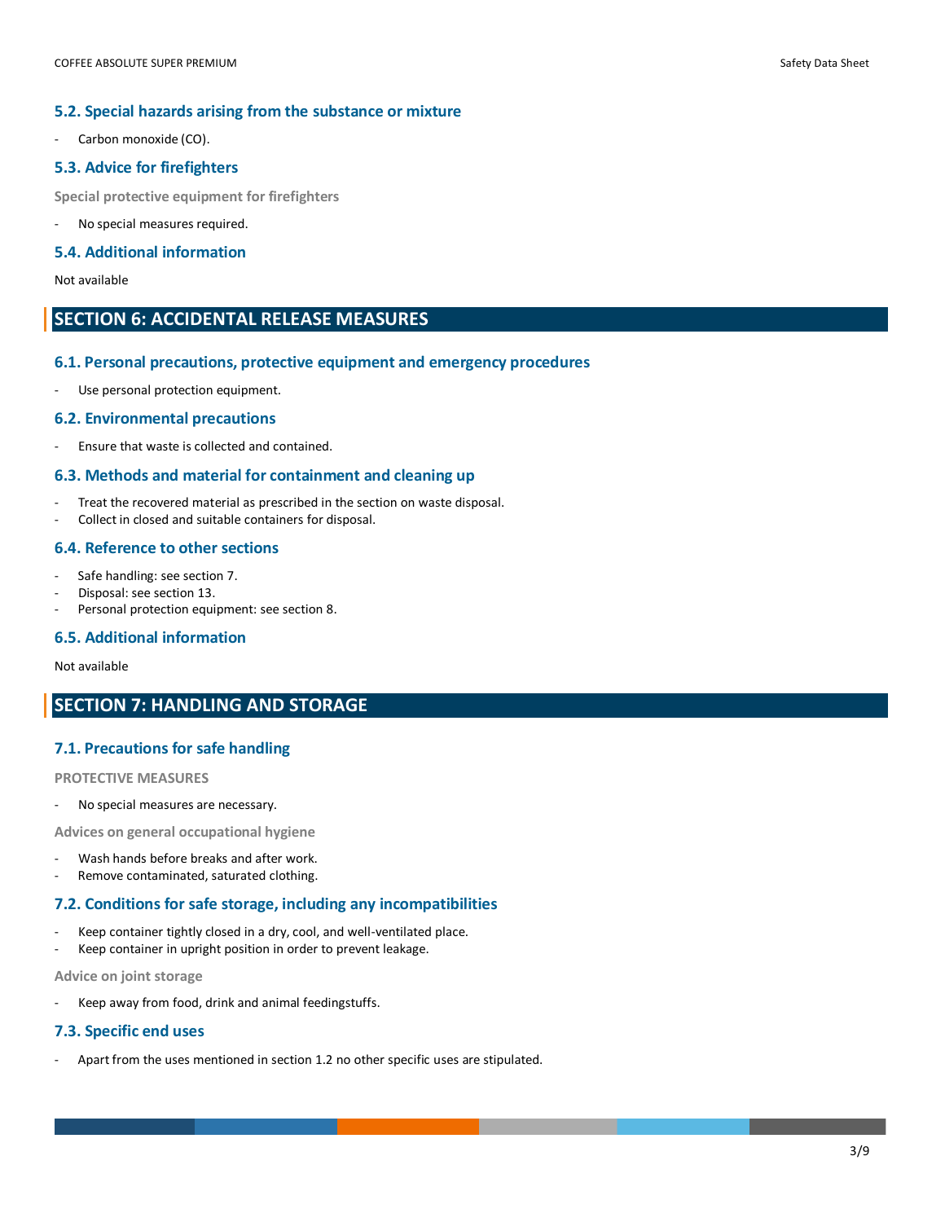### 5.2. Special hazards arising from the substance or mixture

- Carbon monoxide (CO).

### 5.3. Advice for firefighters

**Special protective equipment for firefighters**

- No special measures required.

### 5.4. Additional information

Not available

## SECTION 6: ACCIDENTAL RELEASE MEASURES

### 6.1. Personal precautions, protective equipment and emergency procedures

- Use personal protection equipment.

### 6.2. Environmental precautions

- Ensure that waste is collected and contained.

### 6.3. Methods and material for containment and cleaning up

- Treat the recovered material as prescribed in the section on waste disposal.
- Collect in closed and suitable containers for disposal.

### 6.4. Reference to other sections

- Safe handling: see section 7.
- Disposal: see section 13.
- Personal protection equipment: see section 8.

### 6.5. Additional information

Not available

## SECTION 7: HANDLING AND STORAGE

### 7.1. Precautions for safe handling

**PROTECTIVE MEASURES**

- No special measures are necessary.

**Advices on general occupational hygiene**

- Wash hands before breaks and after work.
- Remove contaminated, saturated clothing.

### 7.2. Conditions for safe storage, including any incompatibilities

- Keep container tightly closed in a dry, cool, and well-ventilated place.
- Keep container in upright position in order to prevent leakage.

**Advice on joint storage**

- Keep away from food, drink and animal feedingstuffs.

### 7.3. Specific end uses

- Apart from the uses mentioned in section 1.2 no other specific uses are stipulated.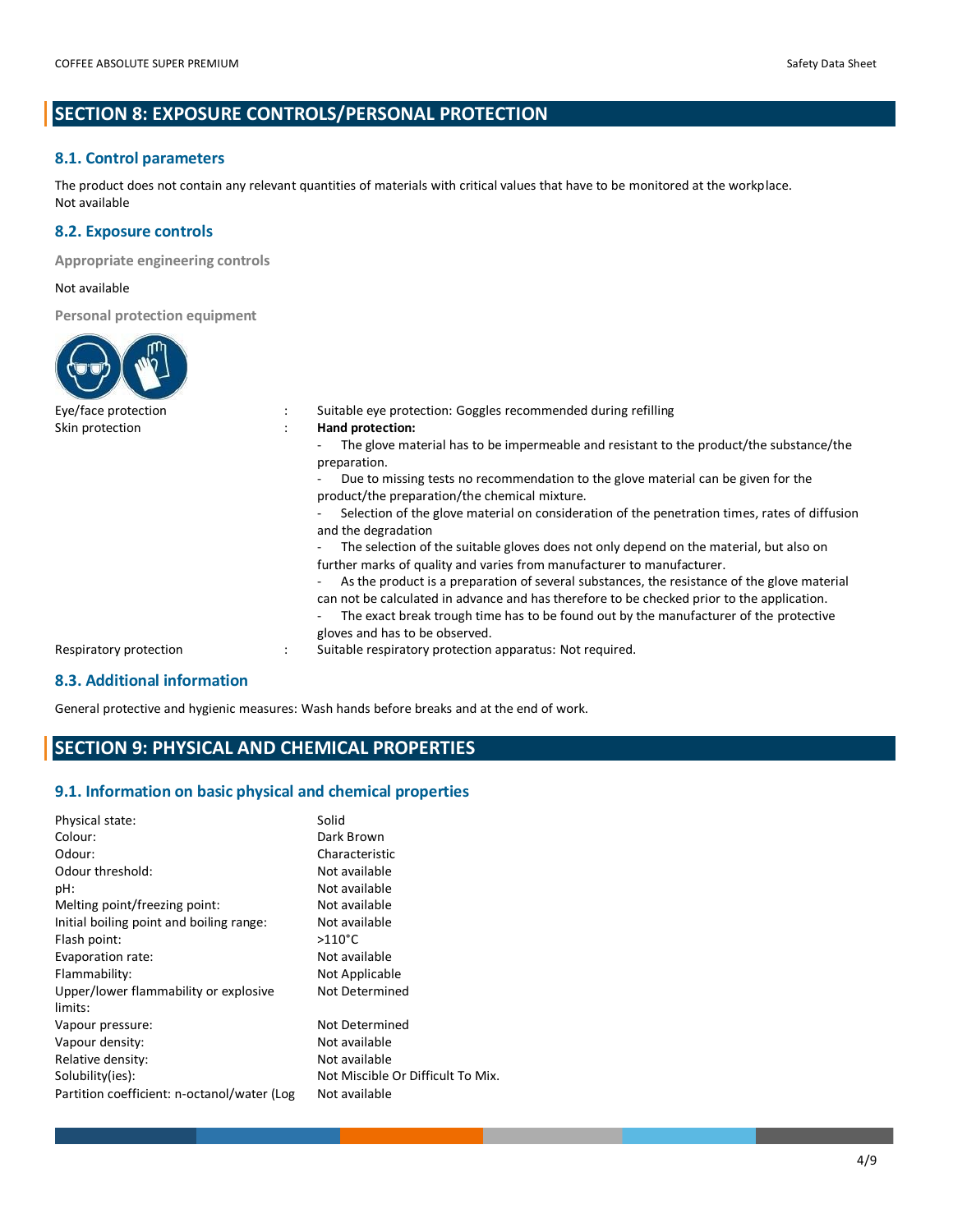## SECTION 8: EXPOSURE CONTROLS/PERSONAL PROTECTION

### 8.1. Control parameters

The product does not contain any relevant quantities of materials with critical values that have to be monitored at the workplace.
Not available

### 8.2. Exposure controls

**Appropriate engineering controls**

Not available

**Personal protection equipment**

| | | |
|---|---|---|
| Eye/face protection | : | Suitable eye protection: Goggles recommended during refilling |
| Skin protection | : | **Hand protection:**<br>- The glove material has to be impermeable and resistant to the product/the substance/the preparation.<br>- Due to missing tests no recommendation to the glove material can be given for the product/the preparation/the chemical mixture.<br>- Selection of the glove material on consideration of the penetration times, rates of diffusion and the degradation<br>- The selection of the suitable gloves does not only depend on the material, but also on further marks of quality and varies from manufacturer to manufacturer.<br>- As the product is a preparation of several substances, the resistance of the glove material can not be calculated in advance and has therefore to be checked prior to the application.<br>- The exact break trough time has to be found out by the manufacturer of the protective gloves and has to be observed. |
| Respiratory protection | : | Suitable respiratory protection apparatus: Not required. |

### 8.3. Additional information

General protective and hygienic measures: Wash hands before breaks and at the end of work.

## SECTION 9: PHYSICAL AND CHEMICAL PROPERTIES

### 9.1. Information on basic physical and chemical properties

| | |
|---|---|
| Physical state: | Solid |
| Colour: | Dark Brown |
| Odour: | Characteristic |
| Odour threshold: | Not available |
| pH: | Not available |
| Melting point/freezing point: | Not available |
| Initial boiling point and boiling range: | Not available |
| Flash point: | >110°C |
| Evaporation rate: | Not available |
| Flammability: | Not Applicable |
| Upper/lower flammability or explosive limits: | Not Determined |
| Vapour pressure: | Not Determined |
| Vapour density: | Not available |
| Relative density: | Not available |
| Solubility(ies): | Not Miscible Or Difficult To Mix. |
| Partition coefficient: n-octanol/water (Log | Not available |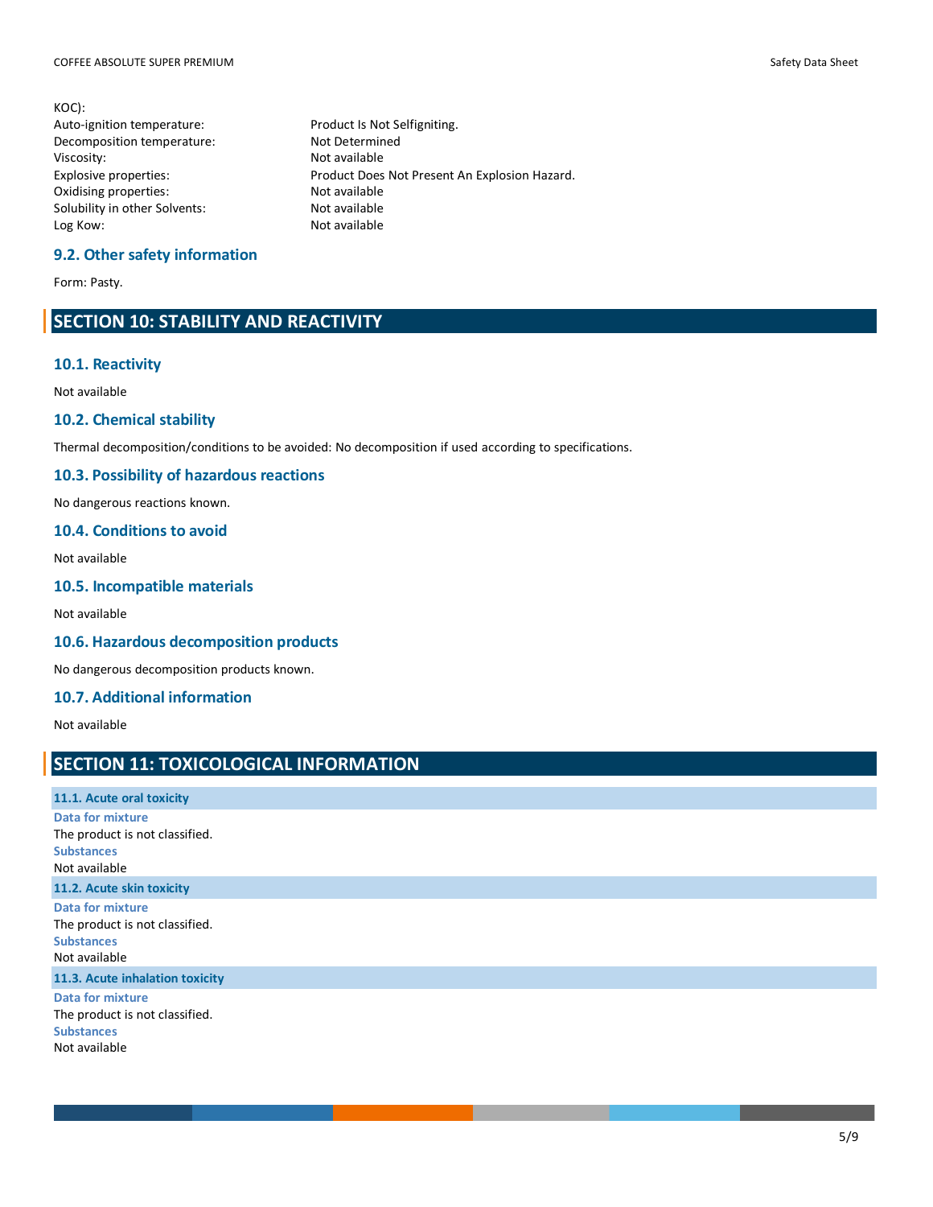| | |
|---|---|
| KOC): | |
| Auto-ignition temperature: | Product Is Not Selfigniting. |
| Decomposition temperature: | Not Determined |
| Viscosity: | Not available |
| Explosive properties: | Product Does Not Present An Explosion Hazard. |
| Oxidising properties: | Not available |
| Solubility in other Solvents: | Not available |
| Log Kow: | Not available |

### 9.2. Other safety information

Form: Pasty.

## SECTION 10: STABILITY AND REACTIVITY

### 10.1. Reactivity

Not available

### 10.2. Chemical stability

Thermal decomposition/conditions to be avoided: No decomposition if used according to specifications.

### 10.3. Possibility of hazardous reactions

No dangerous reactions known.

### 10.4. Conditions to avoid

Not available

### 10.5. Incompatible materials

Not available

### 10.6. Hazardous decomposition products

No dangerous decomposition products known.

### 10.7. Additional information

Not available

## SECTION 11: TOXICOLOGICAL INFORMATION

### 11.1. Acute oral toxicity

**Data for mixture**

The product is not classified.

**Substances**

Not available

### 11.2. Acute skin toxicity

**Data for mixture**

The product is not classified.

**Substances**

Not available

### 11.3. Acute inhalation toxicity

**Data for mixture**

The product is not classified.

**Substances**

Not available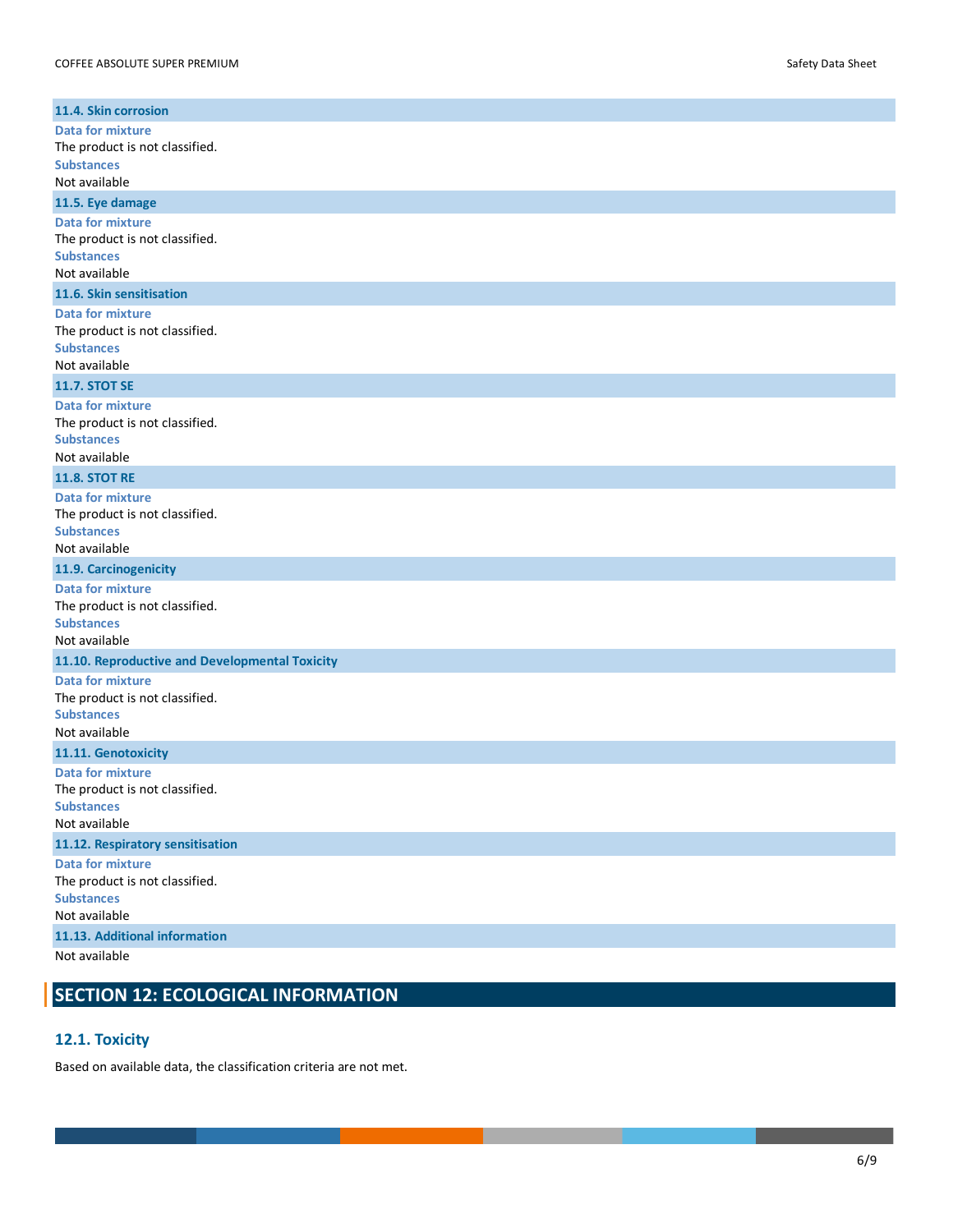### 11.4. Skin corrosion

**Data for mixture**

The product is not classified.

**Substances**

Not available

### 11.5. Eye damage

**Data for mixture**

The product is not classified.

**Substances**

Not available

### 11.6. Skin sensitisation

**Data for mixture**

The product is not classified.

**Substances**

Not available

### 11.7. STOT SE

**Data for mixture**

The product is not classified.

**Substances**

Not available

### 11.8. STOT RE

**Data for mixture**

The product is not classified.

**Substances**

Not available

### 11.9. Carcinogenicity

**Data for mixture**

The product is not classified.

**Substances**

Not available

### 11.10. Reproductive and Developmental Toxicity

**Data for mixture**

The product is not classified.

**Substances**

Not available

### 11.11. Genotoxicity

**Data for mixture**

The product is not classified.

**Substances**

Not available

### 11.12. Respiratory sensitisation

**Data for mixture**

The product is not classified.

**Substances**

Not available

### 11.13. Additional information

Not available

## SECTION 12: ECOLOGICAL INFORMATION

### 12.1. Toxicity

Based on available data, the classification criteria are not met.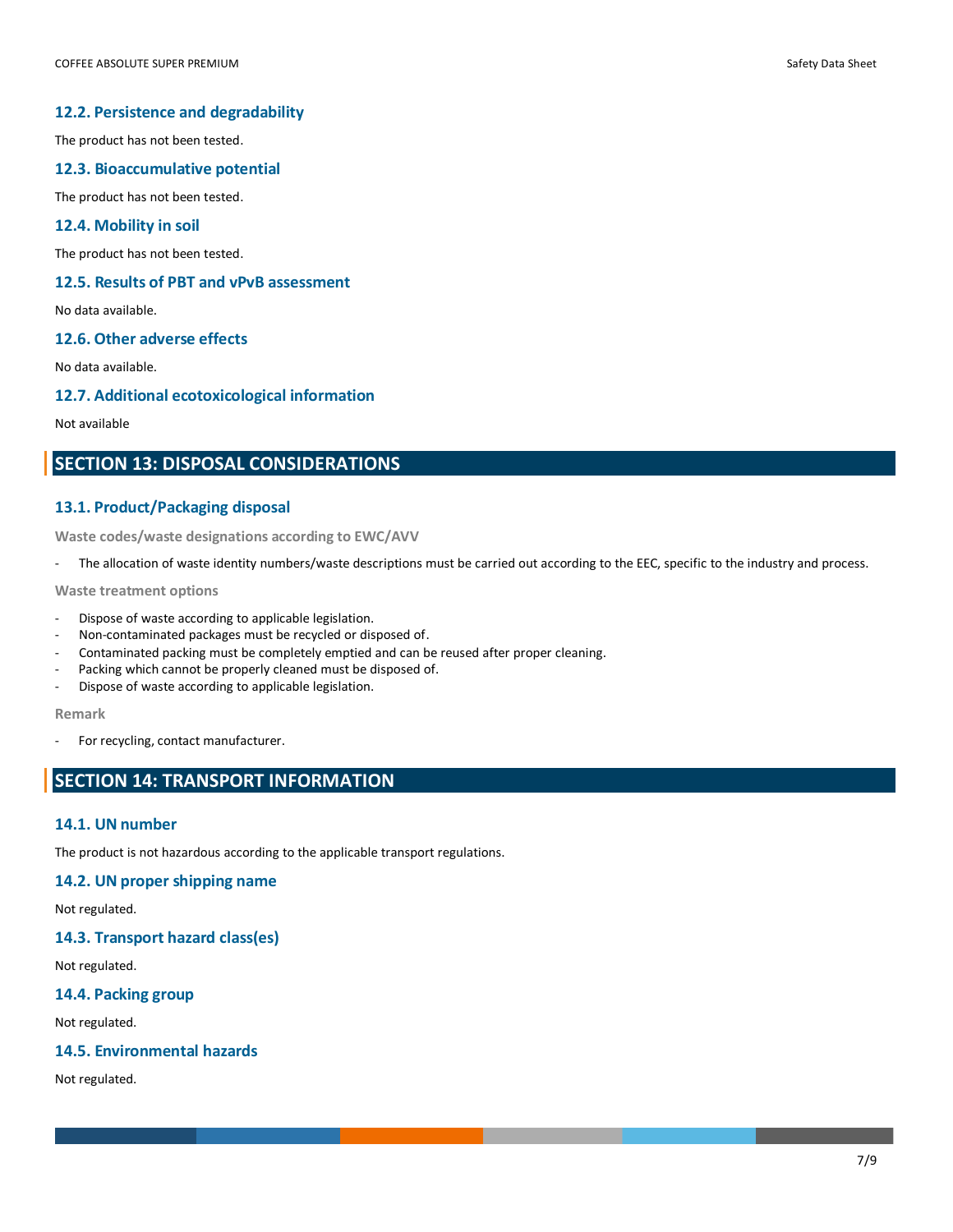### 12.2. Persistence and degradability

The product has not been tested.

### 12.3. Bioaccumulative potential

The product has not been tested.

### 12.4. Mobility in soil

The product has not been tested.

### 12.5. Results of PBT and vPvB assessment

No data available.

### 12.6. Other adverse effects

No data available.

### 12.7. Additional ecotoxicological information

Not available

## SECTION 13: DISPOSAL CONSIDERATIONS

### 13.1. Product/Packaging disposal

**Waste codes/waste designations according to EWC/AVV**

- The allocation of waste identity numbers/waste descriptions must be carried out according to the EEC, specific to the industry and process.

**Waste treatment options**

- Dispose of waste according to applicable legislation.
- Non-contaminated packages must be recycled or disposed of.
- Contaminated packing must be completely emptied and can be reused after proper cleaning.
- Packing which cannot be properly cleaned must be disposed of.
- Dispose of waste according to applicable legislation.

**Remark**

- For recycling, contact manufacturer.

## SECTION 14: TRANSPORT INFORMATION

### 14.1. UN number

The product is not hazardous according to the applicable transport regulations.

### 14.2. UN proper shipping name

Not regulated.

### 14.3. Transport hazard class(es)

Not regulated.

### 14.4. Packing group

Not regulated.

### 14.5. Environmental hazards

Not regulated.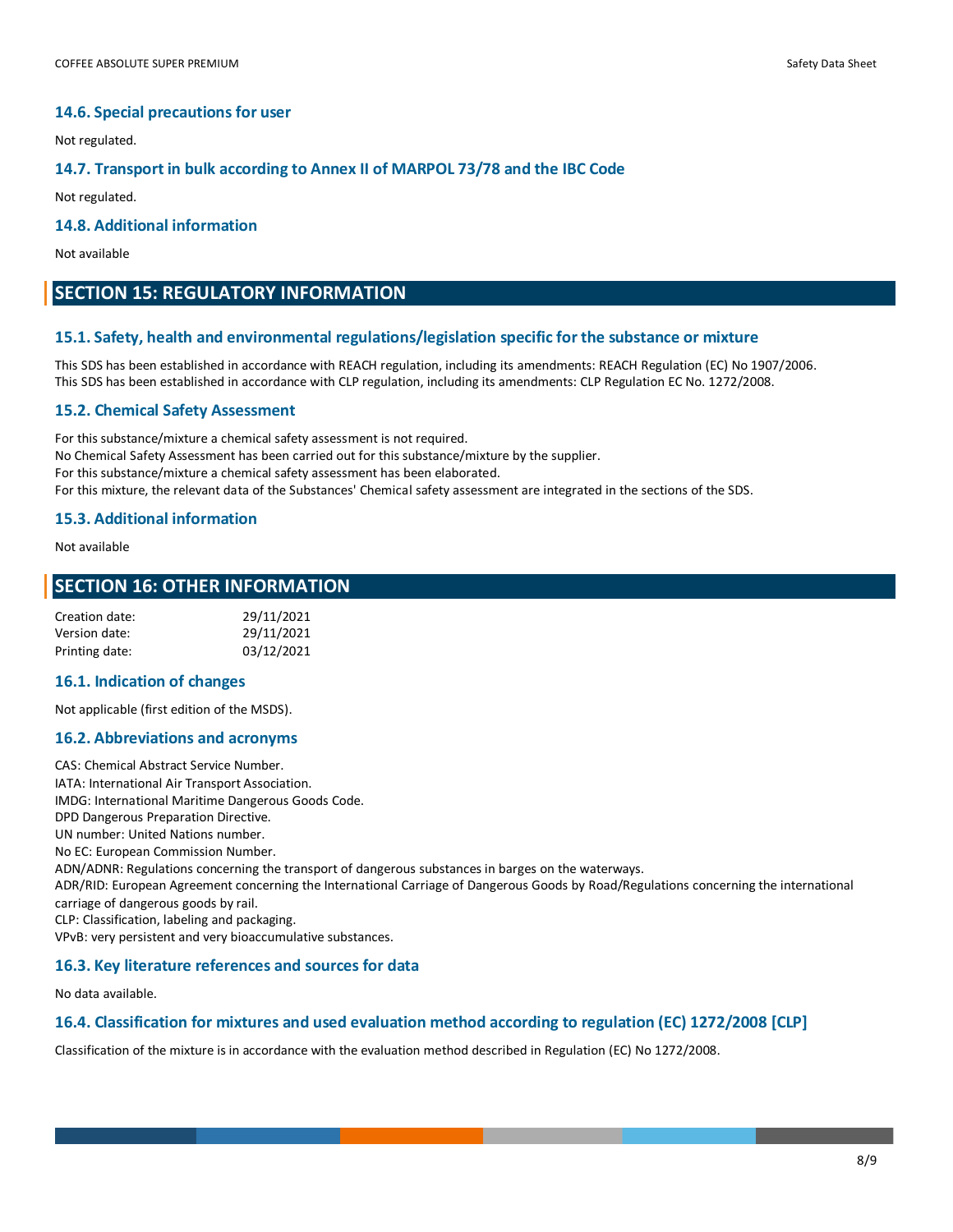### 14.6. Special precautions for user

Not regulated.

### 14.7. Transport in bulk according to Annex II of MARPOL 73/78 and the IBC Code

Not regulated.

### 14.8. Additional information

Not available

## SECTION 15: REGULATORY INFORMATION

### 15.1. Safety, health and environmental regulations/legislation specific for the substance or mixture

This SDS has been established in accordance with REACH regulation, including its amendments: REACH Regulation (EC) No 1907/2006.
This SDS has been established in accordance with CLP regulation, including its amendments: CLP Regulation EC No. 1272/2008.

### 15.2. Chemical Safety Assessment

For this substance/mixture a chemical safety assessment is not required.
No Chemical Safety Assessment has been carried out for this substance/mixture by the supplier.
For this substance/mixture a chemical safety assessment has been elaborated.
For this mixture, the relevant data of the Substances' Chemical safety assessment are integrated in the sections of the SDS.

### 15.3. Additional information

Not available

## SECTION 16: OTHER INFORMATION

| | |
|---|---|
| Creation date: | 29/11/2021 |
| Version date: | 29/11/2021 |
| Printing date: | 03/12/2021 |

### 16.1. Indication of changes

Not applicable (first edition of the MSDS).

### 16.2. Abbreviations and acronyms

CAS: Chemical Abstract Service Number.
IATA: International Air Transport Association.
IMDG: International Maritime Dangerous Goods Code.
DPD Dangerous Preparation Directive.
UN number: United Nations number.
No EC: European Commission Number.
ADN/ADNR: Regulations concerning the transport of dangerous substances in barges on the waterways.
ADR/RID: European Agreement concerning the International Carriage of Dangerous Goods by Road/Regulations concerning the international carriage of dangerous goods by rail.
CLP: Classification, labeling and packaging.
VPvB: very persistent and very bioaccumulative substances.

### 16.3. Key literature references and sources for data

No data available.

### 16.4. Classification for mixtures and used evaluation method according to regulation (EC) 1272/2008 [CLP]

Classification of the mixture is in accordance with the evaluation method described in Regulation (EC) No 1272/2008.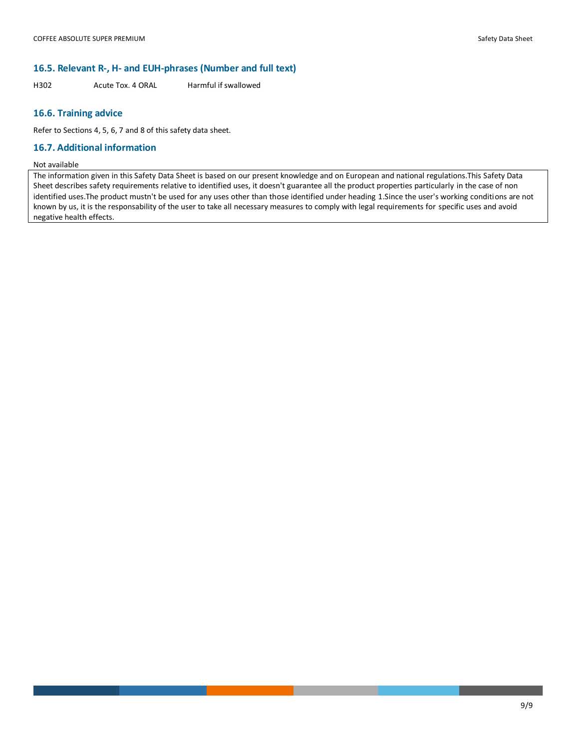### 16.5. Relevant R-, H- and EUH-phrases (Number and full text)

| | | |
|---|---|---|
| H302 | Acute Tox. 4 ORAL | Harmful if swallowed |

### 16.6. Training advice

Refer to Sections 4, 5, 6, 7 and 8 of this safety data sheet.

### 16.7. Additional information

Not available

The information given in this Safety Data Sheet is based on our present knowledge and on European and national regulations.This Safety Data Sheet describes safety requirements relative to identified uses, it doesn't guarantee all the product properties particularly in the case of non identified uses.The product mustn't be used for any uses other than those identified under heading 1.Since the user's working conditions are not known by us, it is the responsability of the user to take all necessary measures to comply with legal requirements for specific uses and avoid negative health effects.